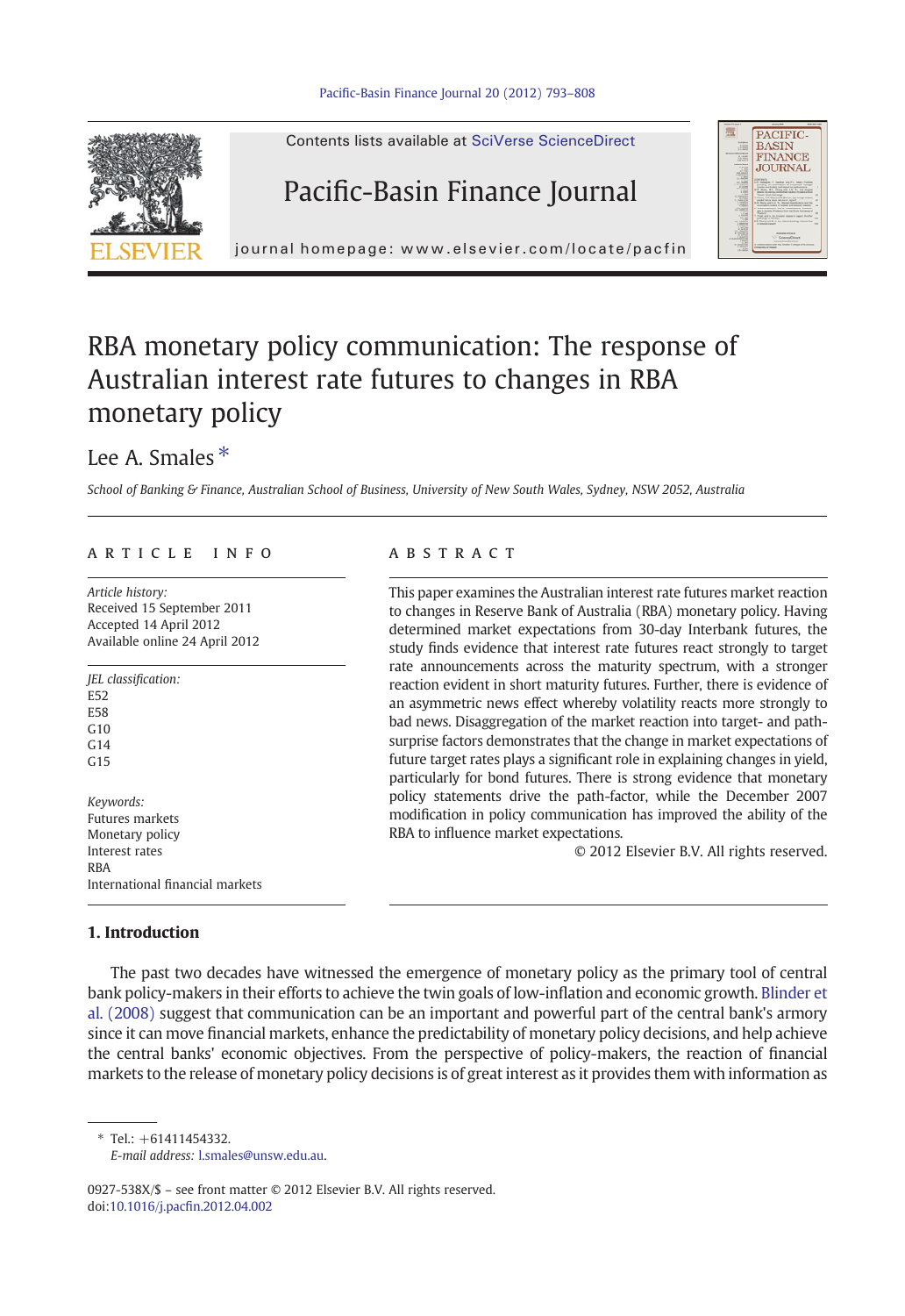# RBA monetary policy communication: The response of Australian interest rate futures to changes in RBA monetary policy

Lee A. Smales *

*School of Banking & Finance, Australian School of Business, University of New South Wales, Sydney, NSW 2052, Australia*

## ARTICLE INFO

*Article history:*
Received 15 September 2011
Accepted 14 April 2012
Available online 24 April 2012

*JEL classification:*
E52
E58
G10
G14
G15

*Keywords:*
Futures markets
Monetary policy
Interest rates
RBA
International financial markets

## ABSTRACT

This paper examines the Australian interest rate futures market reaction to changes in Reserve Bank of Australia (RBA) monetary policy. Having determined market expectations from 30-day Interbank futures, the study finds evidence that interest rate futures react strongly to target rate announcements across the maturity spectrum, with a stronger reaction evident in short maturity futures. Further, there is evidence of an asymmetric news effect whereby volatility reacts more strongly to bad news. Disaggregation of the market reaction into target- and path-surprise factors demonstrates that the change in market expectations of future target rates plays a significant role in explaining changes in yield, particularly for bond futures. There is strong evidence that monetary policy statements drive the path-factor, while the December 2007 modification in policy communication has improved the ability of the RBA to influence market expectations.

© 2012 Elsevier B.V. All rights reserved.

## 1. Introduction

The past two decades have witnessed the emergence of monetary policy as the primary tool of central bank policy-makers in their efforts to achieve the twin goals of low-inflation and economic growth. Blinder et al. (2008) suggest that communication can be an important and powerful part of the central bank's armory since it can move financial markets, enhance the predictability of monetary policy decisions, and help achieve the central banks' economic objectives. From the perspective of policy-makers, the reaction of financial markets to the release of monetary policy decisions is of great interest as it provides them with information as

---

* Tel.: +61411454332.
*E-mail address:* l.smales@unsw.edu.au.

0927-538X/$ – see front matter © 2012 Elsevier B.V. All rights reserved.
doi:10.1016/j.pacfin.2012.04.002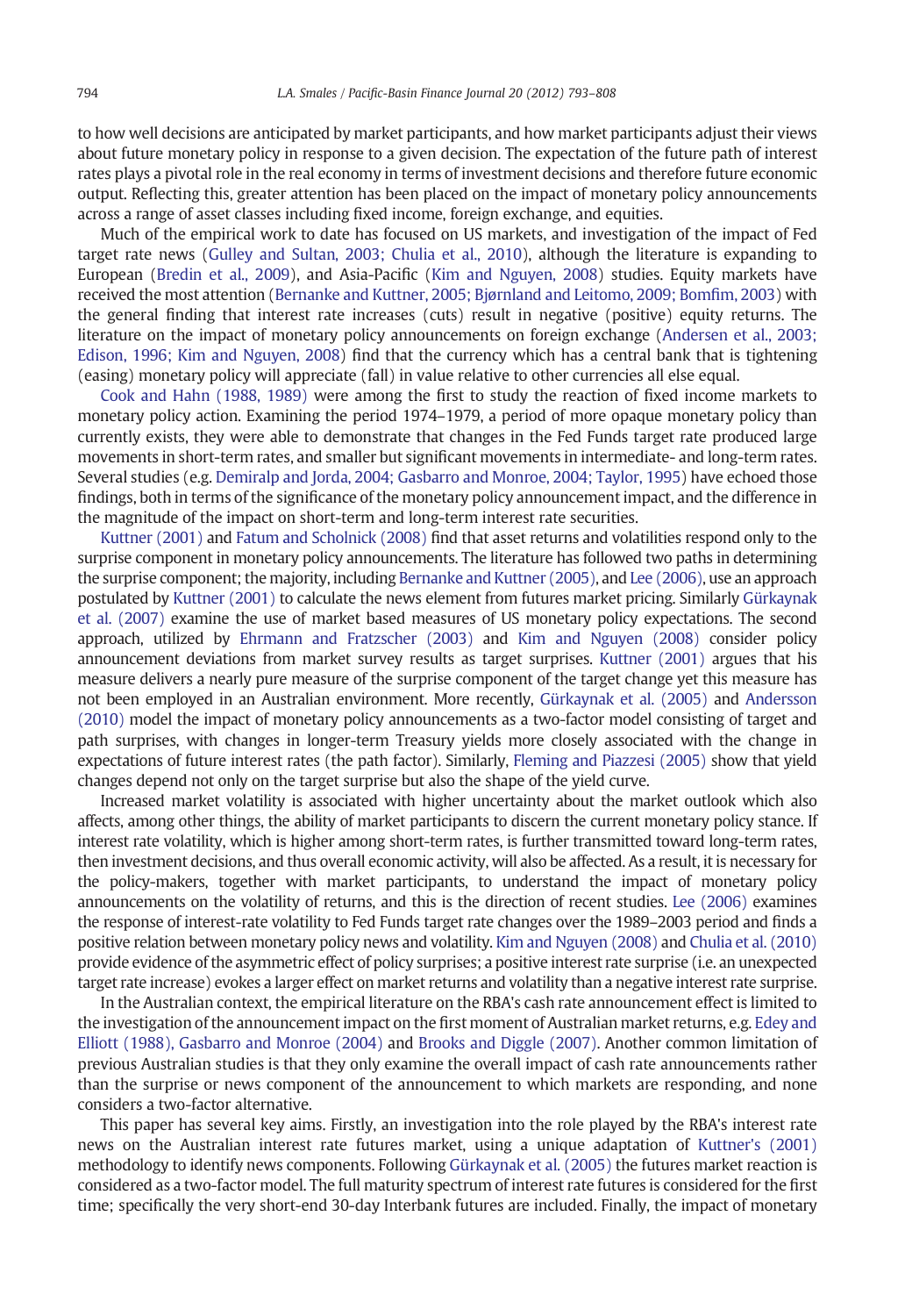to how well decisions are anticipated by market participants, and how market participants adjust their views about future monetary policy in response to a given decision. The expectation of the future path of interest rates plays a pivotal role in the real economy in terms of investment decisions and therefore future economic output. Reflecting this, greater attention has been placed on the impact of monetary policy announcements across a range of asset classes including fixed income, foreign exchange, and equities.

Much of the empirical work to date has focused on US markets, and investigation of the impact of Fed target rate news (Gulley and Sultan, 2003; Chulia et al., 2010), although the literature is expanding to European (Bredin et al., 2009), and Asia-Pacific (Kim and Nguyen, 2008) studies. Equity markets have received the most attention (Bernanke and Kuttner, 2005; Bjørnland and Leitomo, 2009; Bomfim, 2003) with the general finding that interest rate increases (cuts) result in negative (positive) equity returns. The literature on the impact of monetary policy announcements on foreign exchange (Andersen et al., 2003; Edison, 1996; Kim and Nguyen, 2008) find that the currency which has a central bank that is tightening (easing) monetary policy will appreciate (fall) in value relative to other currencies all else equal.

Cook and Hahn (1988, 1989) were among the first to study the reaction of fixed income markets to monetary policy action. Examining the period 1974–1979, a period of more opaque monetary policy than currently exists, they were able to demonstrate that changes in the Fed Funds target rate produced large movements in short-term rates, and smaller but significant movements in intermediate- and long-term rates. Several studies (e.g. Demiralp and Jorda, 2004; Gasbarro and Monroe, 2004; Taylor, 1995) have echoed those findings, both in terms of the significance of the monetary policy announcement impact, and the difference in the magnitude of the impact on short-term and long-term interest rate securities.

Kuttner (2001) and Fatum and Scholnick (2008) find that asset returns and volatilities respond only to the surprise component in monetary policy announcements. The literature has followed two paths in determining the surprise component; the majority, including Bernanke and Kuttner (2005), and Lee (2006), use an approach postulated by Kuttner (2001) to calculate the news element from futures market pricing. Similarly Gürkaynak et al. (2007) examine the use of market based measures of US monetary policy expectations. The second approach, utilized by Ehrmann and Fratzscher (2003) and Kim and Nguyen (2008) consider policy announcement deviations from market survey results as target surprises. Kuttner (2001) argues that his measure delivers a nearly pure measure of the surprise component of the target change yet this measure has not been employed in an Australian environment. More recently, Gürkaynak et al. (2005) and Andersson (2010) model the impact of monetary policy announcements as a two-factor model consisting of target and path surprises, with changes in longer-term Treasury yields more closely associated with the change in expectations of future interest rates (the path factor). Similarly, Fleming and Piazzesi (2005) show that yield changes depend not only on the target surprise but also the shape of the yield curve.

Increased market volatility is associated with higher uncertainty about the market outlook which also affects, among other things, the ability of market participants to discern the current monetary policy stance. If interest rate volatility, which is higher among short-term rates, is further transmitted toward long-term rates, then investment decisions, and thus overall economic activity, will also be affected. As a result, it is necessary for the policy-makers, together with market participants, to understand the impact of monetary policy announcements on the volatility of returns, and this is the direction of recent studies. Lee (2006) examines the response of interest-rate volatility to Fed Funds target rate changes over the 1989–2003 period and finds a positive relation between monetary policy news and volatility. Kim and Nguyen (2008) and Chulia et al. (2010) provide evidence of the asymmetric effect of policy surprises; a positive interest rate surprise (i.e. an unexpected target rate increase) evokes a larger effect on market returns and volatility than a negative interest rate surprise.

In the Australian context, the empirical literature on the RBA's cash rate announcement effect is limited to the investigation of the announcement impact on the first moment of Australian market returns, e.g. Edey and Elliott (1988), Gasbarro and Monroe (2004) and Brooks and Diggle (2007). Another common limitation of previous Australian studies is that they only examine the overall impact of cash rate announcements rather than the surprise or news component of the announcement to which markets are responding, and none considers a two-factor alternative.

This paper has several key aims. Firstly, an investigation into the role played by the RBA's interest rate news on the Australian interest rate futures market, using a unique adaptation of Kuttner's (2001) methodology to identify news components. Following Gürkaynak et al. (2005) the futures market reaction is considered as a two-factor model. The full maturity spectrum of interest rate futures is considered for the first time; specifically the very short-end 30-day Interbank futures are included. Finally, the impact of monetary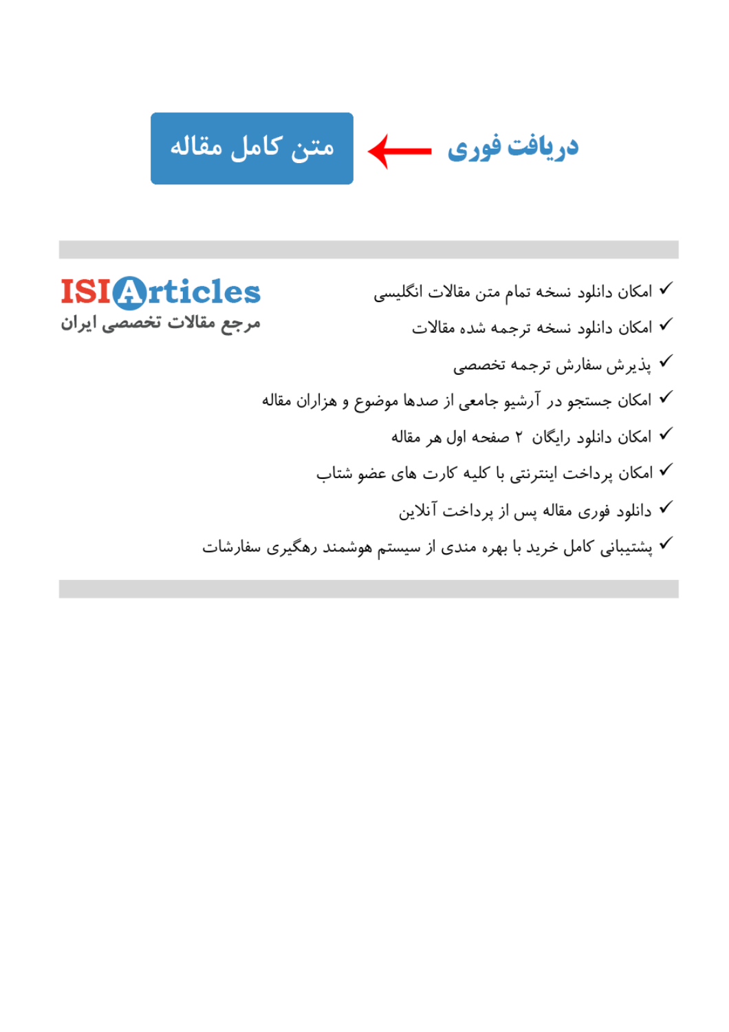دریافت فوری ← متن کامل مقاله

ISIArticles
مرجع مقالات تخصصی ایران

- ✓ امکان دانلود نسخه تمام متن مقالات انگلیسی
- ✓ امکان دانلود نسخه ترجمه شده مقالات
- ✓ پذیرش سفارش ترجمه تخصصی
- ✓ امکان جستجو در آرشیو جامعی از صدها موضوع و هزاران مقاله
- ✓ امکان دانلود رایگان ۲ صفحه اول هر مقاله
- ✓ امکان پرداخت اینترنتی با کلیه کارت های عضو شتاب
- ✓ دانلود فوری مقاله پس از پرداخت آنلاین
- ✓ پشتیبانی کامل خرید با بهره مندی از سیستم هوشمند رهگیری سفارشات